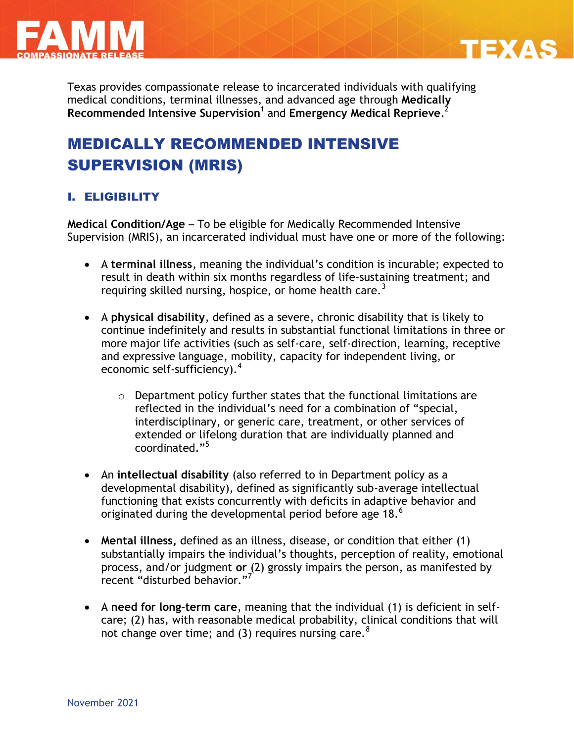Texas provides compassionate release to incarcerated individuals with qualifying medical conditions, terminal illnesses, and advanced age through **Medically Recommended Intensive Supervision**[1] and **Emergency Medical Reprieve**.[2]

# MEDICALLY RECOMMENDED INTENSIVE SUPERVISION (MRIS)

## I. ELIGIBILITY

**Medical Condition/Age** – To be eligible for Medically Recommended Intensive Supervision (MRIS), an incarcerated individual must have one or more of the following:

- A **terminal illness**, meaning the individual's condition is incurable; expected to result in death within six months regardless of life-sustaining treatment; and requiring skilled nursing, hospice, or home health care.[3]
- A **physical disability**, defined as a severe, chronic disability that is likely to continue indefinitely and results in substantial functional limitations in three or more major life activities (such as self-care, self-direction, learning, receptive and expressive language, mobility, capacity for independent living, or economic self-sufficiency).[4]
    - Department policy further states that the functional limitations are reflected in the individual's need for a combination of "special, interdisciplinary, or generic care, treatment, or other services of extended or lifelong duration that are individually planned and coordinated."[5]
- An **intellectual disability** (also referred to in Department policy as a developmental disability), defined as significantly sub-average intellectual functioning that exists concurrently with deficits in adaptive behavior and originated during the developmental period before age 18.[6]
- **Mental illness,** defined as an illness, disease, or condition that either (1) substantially impairs the individual's thoughts, perception of reality, emotional process, and/or judgment **or** (2) grossly impairs the person, as manifested by recent "disturbed behavior."[7]
- A **need for long-term care**, meaning that the individual (1) is deficient in self-care; (2) has, with reasonable medical probability, clinical conditions that will not change over time; and (3) requires nursing care.[8]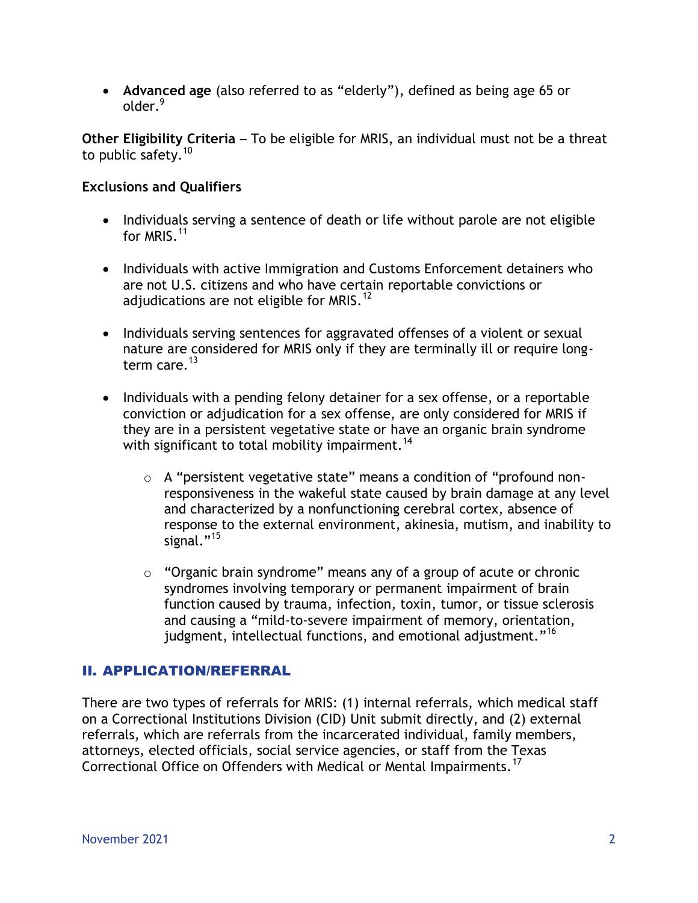- **Advanced age** (also referred to as "elderly"), defined as being age 65 or older.[9]

**Other Eligibility Criteria** – To be eligible for MRIS, an individual must not be a threat to public safety.[10]

**Exclusions and Qualifiers**

- Individuals serving a sentence of death or life without parole are not eligible for MRIS.[11]

- Individuals with active Immigration and Customs Enforcement detainers who are not U.S. citizens and who have certain reportable convictions or adjudications are not eligible for MRIS.[12]

- Individuals serving sentences for aggravated offenses of a violent or sexual nature are considered for MRIS only if they are terminally ill or require long-term care.[13]

- Individuals with a pending felony detainer for a sex offense, or a reportable conviction or adjudication for a sex offense, are only considered for MRIS if they are in a persistent vegetative state or have an organic brain syndrome with significant to total mobility impairment.[14]

  - A "persistent vegetative state" means a condition of "profound non-responsiveness in the wakeful state caused by brain damage at any level and characterized by a nonfunctioning cerebral cortex, absence of response to the external environment, akinesia, mutism, and inability to signal."[15]

  - "Organic brain syndrome" means any of a group of acute or chronic syndromes involving temporary or permanent impairment of brain function caused by trauma, infection, toxin, tumor, or tissue sclerosis and causing a "mild-to-severe impairment of memory, orientation, judgment, intellectual functions, and emotional adjustment."[16]

## II. APPLICATION/REFERRAL

There are two types of referrals for MRIS: (1) internal referrals, which medical staff on a Correctional Institutions Division (CID) Unit submit directly, and (2) external referrals, which are referrals from the incarcerated individual, family members, attorneys, elected officials, social service agencies, or staff from the Texas Correctional Office on Offenders with Medical or Mental Impairments.[17]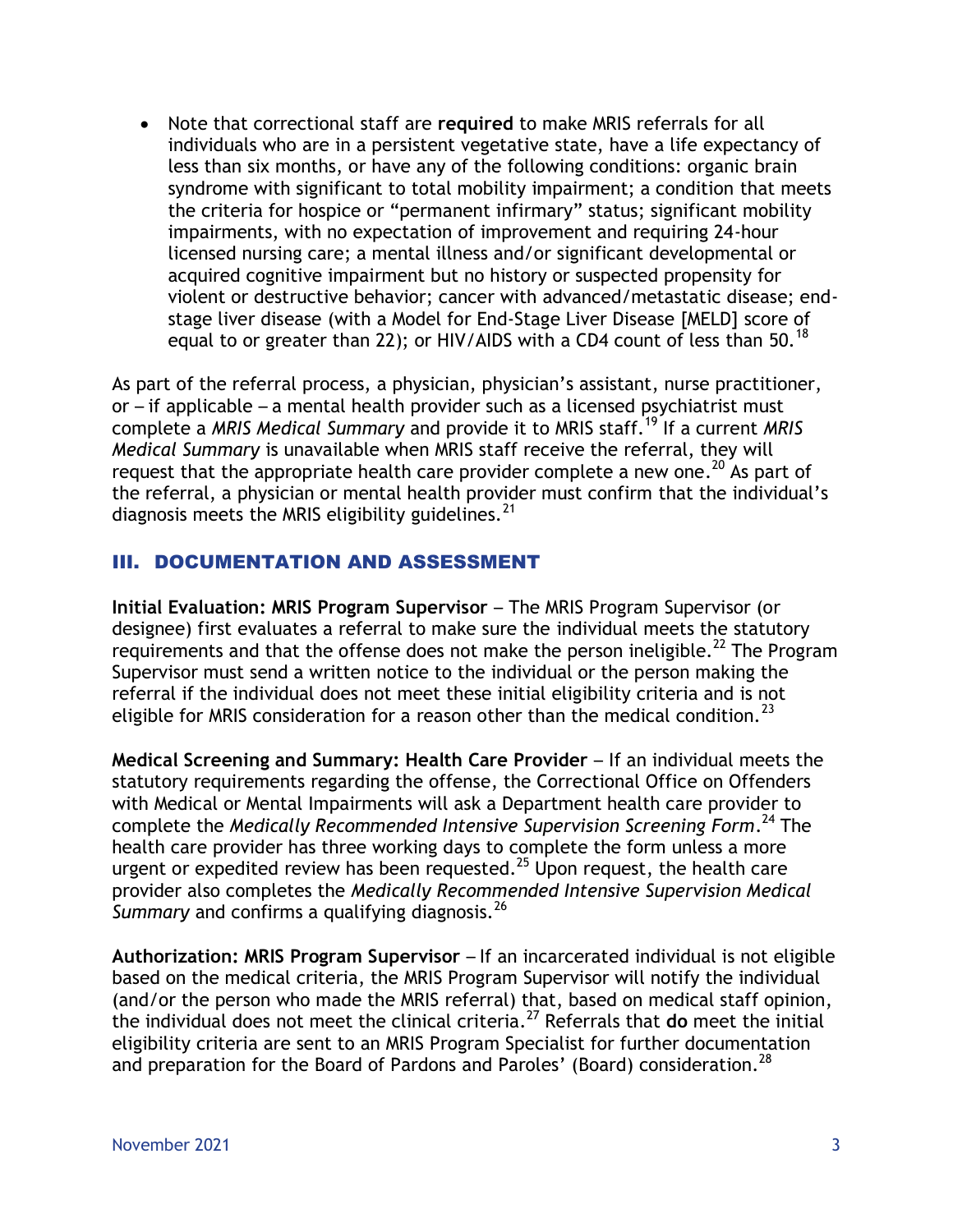- Note that correctional staff are **required** to make MRIS referrals for all individuals who are in a persistent vegetative state, have a life expectancy of less than six months, or have any of the following conditions: organic brain syndrome with significant to total mobility impairment; a condition that meets the criteria for hospice or "permanent infirmary" status; significant mobility impairments, with no expectation of improvement and requiring 24-hour licensed nursing care; a mental illness and/or significant developmental or acquired cognitive impairment but no history or suspected propensity for violent or destructive behavior; cancer with advanced/metastatic disease; end-stage liver disease (with a Model for End-Stage Liver Disease [MELD] score of equal to or greater than 22); or HIV/AIDS with a CD4 count of less than 50.[18]

As part of the referral process, a physician, physician's assistant, nurse practitioner, or – if applicable – a mental health provider such as a licensed psychiatrist must complete a *MRIS Medical Summary* and provide it to MRIS staff.[19] If a current *MRIS Medical Summary* is unavailable when MRIS staff receive the referral, they will request that the appropriate health care provider complete a new one.[20] As part of the referral, a physician or mental health provider must confirm that the individual's diagnosis meets the MRIS eligibility guidelines.[21]

## III. DOCUMENTATION AND ASSESSMENT

**Initial Evaluation: MRIS Program Supervisor** – The MRIS Program Supervisor (or designee) first evaluates a referral to make sure the individual meets the statutory requirements and that the offense does not make the person ineligible.[22] The Program Supervisor must send a written notice to the individual or the person making the referral if the individual does not meet these initial eligibility criteria and is not eligible for MRIS consideration for a reason other than the medical condition.[23]

**Medical Screening and Summary: Health Care Provider** – If an individual meets the statutory requirements regarding the offense, the Correctional Office on Offenders with Medical or Mental Impairments will ask a Department health care provider to complete the *Medically Recommended Intensive Supervision Screening Form*.[24] The health care provider has three working days to complete the form unless a more urgent or expedited review has been requested.[25] Upon request, the health care provider also completes the *Medically Recommended Intensive Supervision Medical Summary* and confirms a qualifying diagnosis.[26]

**Authorization: MRIS Program Supervisor** – If an incarcerated individual is not eligible based on the medical criteria, the MRIS Program Supervisor will notify the individual (and/or the person who made the MRIS referral) that, based on medical staff opinion, the individual does not meet the clinical criteria.[27] Referrals that **do** meet the initial eligibility criteria are sent to an MRIS Program Specialist for further documentation and preparation for the Board of Pardons and Paroles' (Board) consideration.[28]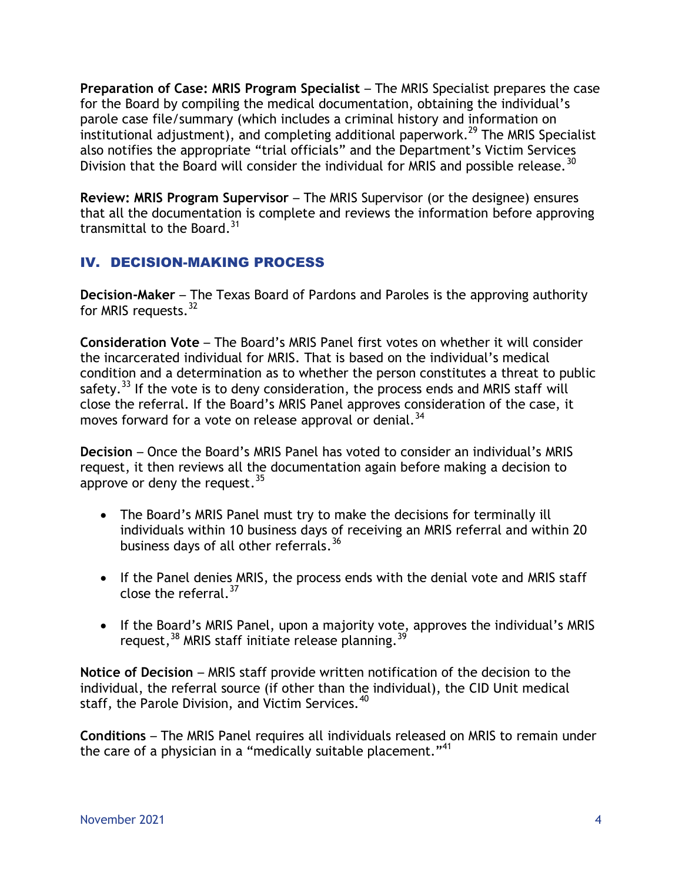**Preparation of Case: MRIS Program Specialist** – The MRIS Specialist prepares the case for the Board by compiling the medical documentation, obtaining the individual's parole case file/summary (which includes a criminal history and information on institutional adjustment), and completing additional paperwork.[29] The MRIS Specialist also notifies the appropriate "trial officials" and the Department's Victim Services Division that the Board will consider the individual for MRIS and possible release.[30]

**Review: MRIS Program Supervisor** – The MRIS Supervisor (or the designee) ensures that all the documentation is complete and reviews the information before approving transmittal to the Board.[31]

## IV. DECISION-MAKING PROCESS

**Decision-Maker** – The Texas Board of Pardons and Paroles is the approving authority for MRIS requests.[32]

**Consideration Vote** – The Board's MRIS Panel first votes on whether it will consider the incarcerated individual for MRIS. That is based on the individual's medical condition and a determination as to whether the person constitutes a threat to public safety.[33] If the vote is to deny consideration, the process ends and MRIS staff will close the referral. If the Board's MRIS Panel approves consideration of the case, it moves forward for a vote on release approval or denial.[34]

**Decision** – Once the Board's MRIS Panel has voted to consider an individual's MRIS request, it then reviews all the documentation again before making a decision to approve or deny the request.[35]

- The Board's MRIS Panel must try to make the decisions for terminally ill individuals within 10 business days of receiving an MRIS referral and within 20 business days of all other referrals.[36]
- If the Panel denies MRIS, the process ends with the denial vote and MRIS staff close the referral.[37]
- If the Board's MRIS Panel, upon a majority vote, approves the individual's MRIS request,[38] MRIS staff initiate release planning.[39]

**Notice of Decision** – MRIS staff provide written notification of the decision to the individual, the referral source (if other than the individual), the CID Unit medical staff, the Parole Division, and Victim Services.[40]

**Conditions** – The MRIS Panel requires all individuals released on MRIS to remain under the care of a physician in a "medically suitable placement."[41]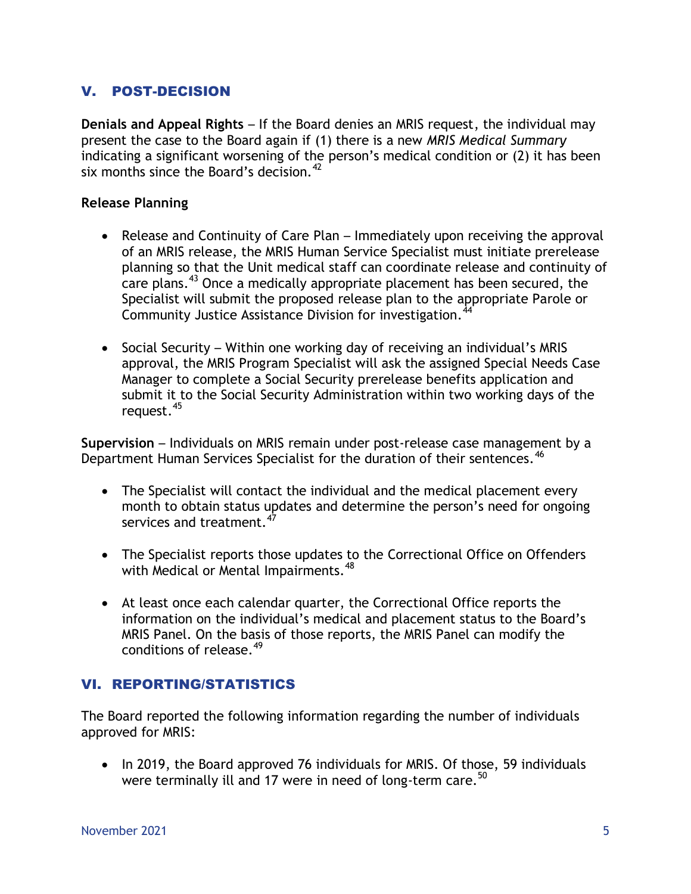## V. POST-DECISION

**Denials and Appeal Rights** – If the Board denies an MRIS request, the individual may present the case to the Board again if (1) there is a new *MRIS Medical Summary* indicating a significant worsening of the person's medical condition or (2) it has been six months since the Board's decision.[42]

**Release Planning**

- Release and Continuity of Care Plan – Immediately upon receiving the approval of an MRIS release, the MRIS Human Service Specialist must initiate prerelease planning so that the Unit medical staff can coordinate release and continuity of care plans.[43] Once a medically appropriate placement has been secured, the Specialist will submit the proposed release plan to the appropriate Parole or Community Justice Assistance Division for investigation.[44]

- Social Security – Within one working day of receiving an individual's MRIS approval, the MRIS Program Specialist will ask the assigned Special Needs Case Manager to complete a Social Security prerelease benefits application and submit it to the Social Security Administration within two working days of the request.[45]

**Supervision** – Individuals on MRIS remain under post-release case management by a Department Human Services Specialist for the duration of their sentences.[46]

- The Specialist will contact the individual and the medical placement every month to obtain status updates and determine the person's need for ongoing services and treatment.[47]

- The Specialist reports those updates to the Correctional Office on Offenders with Medical or Mental Impairments.[48]

- At least once each calendar quarter, the Correctional Office reports the information on the individual's medical and placement status to the Board's MRIS Panel. On the basis of those reports, the MRIS Panel can modify the conditions of release.[49]

## VI. REPORTING/STATISTICS

The Board reported the following information regarding the number of individuals approved for MRIS:

- In 2019, the Board approved 76 individuals for MRIS. Of those, 59 individuals were terminally ill and 17 were in need of long-term care.[50]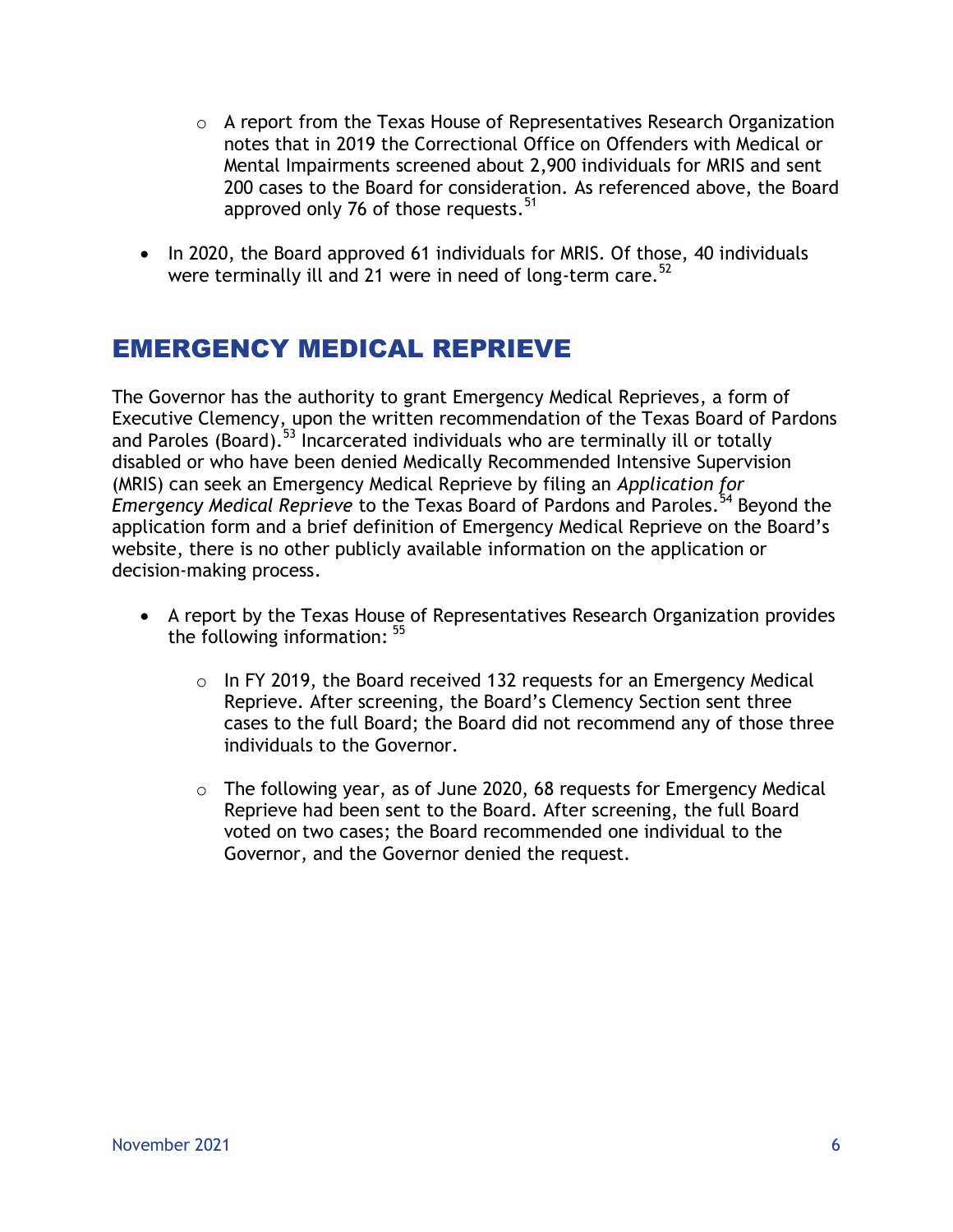- A report from the Texas House of Representatives Research Organization notes that in 2019 the Correctional Office on Offenders with Medical or Mental Impairments screened about 2,900 individuals for MRIS and sent 200 cases to the Board for consideration. As referenced above, the Board approved only 76 of those requests.[51]

- In 2020, the Board approved 61 individuals for MRIS. Of those, 40 individuals were terminally ill and 21 were in need of long-term care.[52]

## EMERGENCY MEDICAL REPRIEVE

The Governor has the authority to grant Emergency Medical Reprieves, a form of Executive Clemency, upon the written recommendation of the Texas Board of Pardons and Paroles (Board).[53] Incarcerated individuals who are terminally ill or totally disabled or who have been denied Medically Recommended Intensive Supervision (MRIS) can seek an Emergency Medical Reprieve by filing an *Application for Emergency Medical Reprieve* to the Texas Board of Pardons and Paroles.[54] Beyond the application form and a brief definition of Emergency Medical Reprieve on the Board's website, there is no other publicly available information on the application or decision-making process.

- A report by the Texas House of Representatives Research Organization provides the following information:[55]
  - In FY 2019, the Board received 132 requests for an Emergency Medical Reprieve. After screening, the Board's Clemency Section sent three cases to the full Board; the Board did not recommend any of those three individuals to the Governor.
  - The following year, as of June 2020, 68 requests for Emergency Medical Reprieve had been sent to the Board. After screening, the full Board voted on two cases; the Board recommended one individual to the Governor, and the Governor denied the request.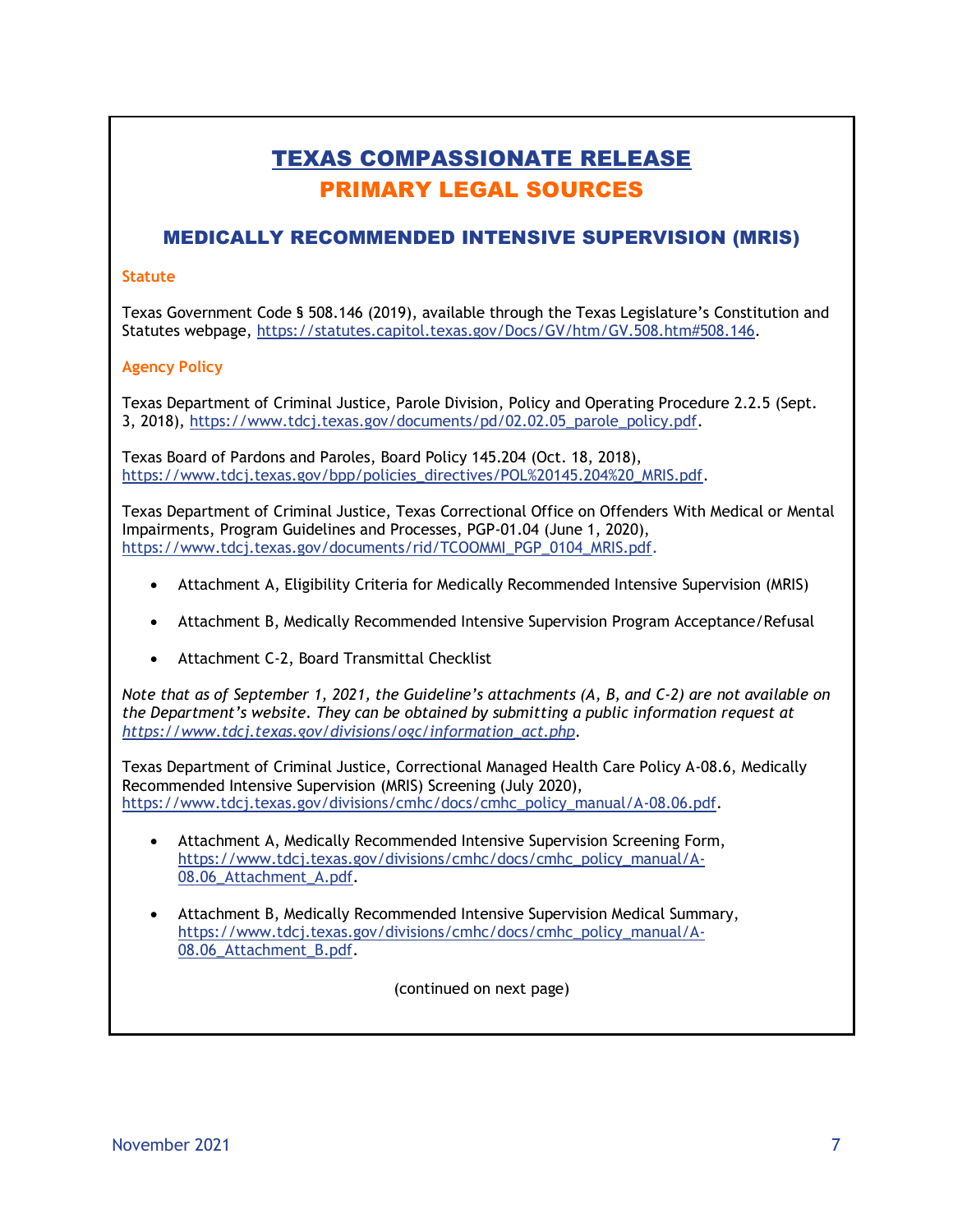# TEXAS COMPASSIONATE RELEASE
## PRIMARY LEGAL SOURCES

### MEDICALLY RECOMMENDED INTENSIVE SUPERVISION (MRIS)

**Statute**

Texas Government Code § 508.146 (2019), available through the Texas Legislature's Constitution and Statutes webpage, https://statutes.capitol.texas.gov/Docs/GV/htm/GV.508.htm#508.146.

**Agency Policy**

Texas Department of Criminal Justice, Parole Division, Policy and Operating Procedure 2.2.5 (Sept. 3, 2018), https://www.tdcj.texas.gov/documents/pd/02.02.05_parole_policy.pdf.

Texas Board of Pardons and Paroles, Board Policy 145.204 (Oct. 18, 2018), https://www.tdcj.texas.gov/bpp/policies_directives/POL%20145.204%20_MRIS.pdf.

Texas Department of Criminal Justice, Texas Correctional Office on Offenders With Medical or Mental Impairments, Program Guidelines and Processes, PGP-01.04 (June 1, 2020), https://www.tdcj.texas.gov/documents/rid/TCOOMMI_PGP_0104_MRIS.pdf.

- Attachment A, Eligibility Criteria for Medically Recommended Intensive Supervision (MRIS)
- Attachment B, Medically Recommended Intensive Supervision Program Acceptance/Refusal
- Attachment C-2, Board Transmittal Checklist

*Note that as of September 1, 2021, the Guideline's attachments (A, B, and C-2) are not available on the Department's website. They can be obtained by submitting a public information request at https://www.tdcj.texas.gov/divisions/ogc/information_act.php.*

Texas Department of Criminal Justice, Correctional Managed Health Care Policy A-08.6, Medically Recommended Intensive Supervision (MRIS) Screening (July 2020), https://www.tdcj.texas.gov/divisions/cmhc/docs/cmhc_policy_manual/A-08.06.pdf.

- Attachment A, Medically Recommended Intensive Supervision Screening Form, https://www.tdcj.texas.gov/divisions/cmhc/docs/cmhc_policy_manual/A-08.06_Attachment_A.pdf.
- Attachment B, Medically Recommended Intensive Supervision Medical Summary, https://www.tdcj.texas.gov/divisions/cmhc/docs/cmhc_policy_manual/A-08.06_Attachment_B.pdf.

(continued on next page)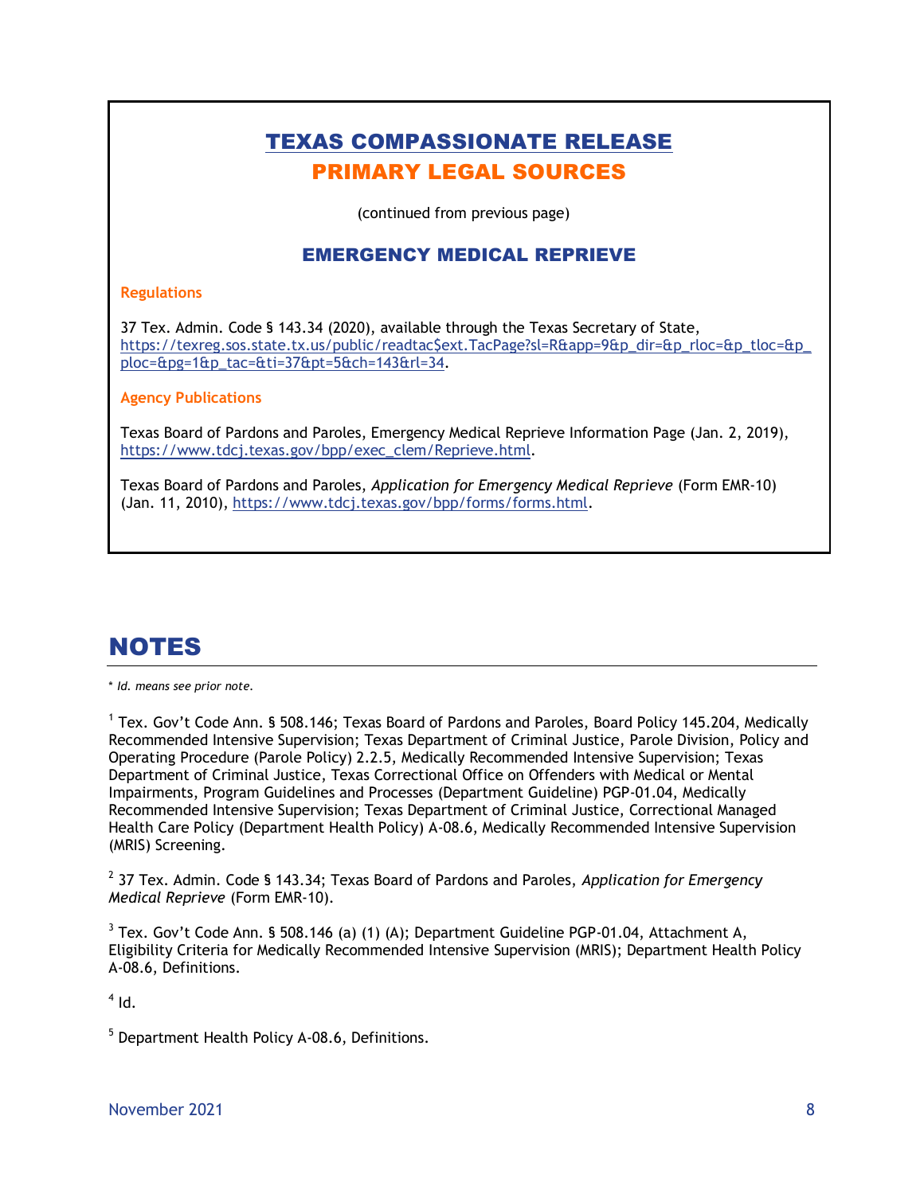## TEXAS COMPASSIONATE RELEASE
## PRIMARY LEGAL SOURCES

(continued from previous page)

### EMERGENCY MEDICAL REPRIEVE

**Regulations**

37 Tex. Admin. Code § 143.34 (2020), available through the Texas Secretary of State, https://texreg.sos.state.tx.us/public/readtac$ext.TacPage?sl=R&app=9&p_dir=&p_rloc=&p_tloc=&p_ploc=&pg=1&p_tac=&ti=37&pt=5&ch=143&rl=34.

**Agency Publications**

Texas Board of Pardons and Paroles, Emergency Medical Reprieve Information Page (Jan. 2, 2019), https://www.tdcj.texas.gov/bpp/exec_clem/Reprieve.html.

Texas Board of Pardons and Paroles, *Application for Emergency Medical Reprieve* (Form EMR-10) (Jan. 11, 2010), https://www.tdcj.texas.gov/bpp/forms/forms.html.

# NOTES

\* *Id. means see prior note.*

[1] Tex. Gov't Code Ann. § 508.146; Texas Board of Pardons and Paroles, Board Policy 145.204, Medically Recommended Intensive Supervision; Texas Department of Criminal Justice, Parole Division, Policy and Operating Procedure (Parole Policy) 2.2.5, Medically Recommended Intensive Supervision; Texas Department of Criminal Justice, Texas Correctional Office on Offenders with Medical or Mental Impairments, Program Guidelines and Processes (Department Guideline) PGP-01.04, Medically Recommended Intensive Supervision; Texas Department of Criminal Justice, Correctional Managed Health Care Policy (Department Health Policy) A-08.6, Medically Recommended Intensive Supervision (MRIS) Screening.

[2] 37 Tex. Admin. Code § 143.34; Texas Board of Pardons and Paroles, *Application for Emergency Medical Reprieve* (Form EMR-10).

[3] Tex. Gov't Code Ann. § 508.146 (a) (1) (A); Department Guideline PGP-01.04, Attachment A, Eligibility Criteria for Medically Recommended Intensive Supervision (MRIS); Department Health Policy A-08.6, Definitions.

[4] Id.

[5] Department Health Policy A-08.6, Definitions.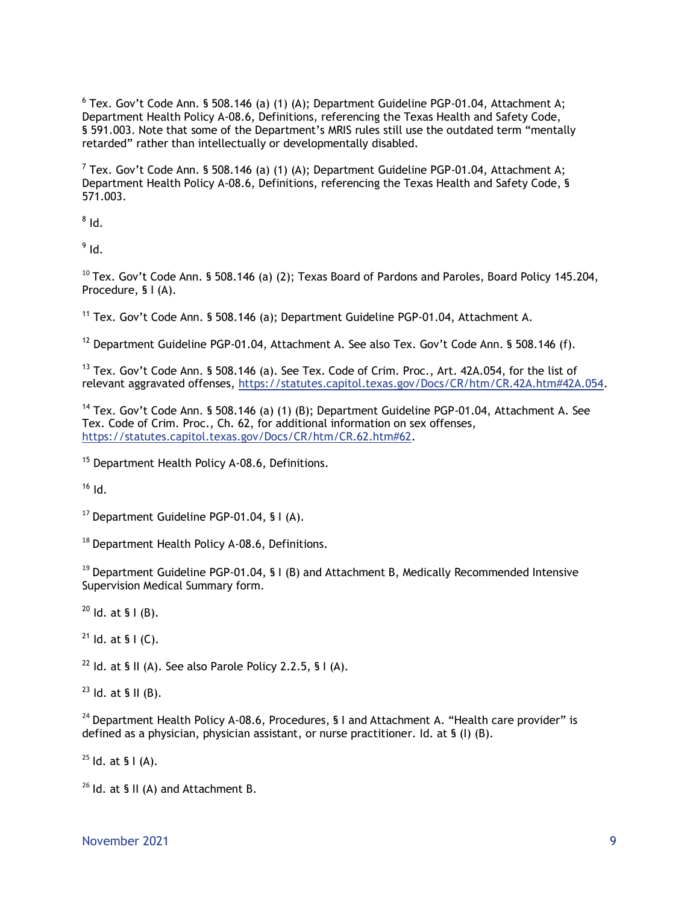[6] Tex. Gov't Code Ann. § 508.146 (a) (1) (A); Department Guideline PGP-01.04, Attachment A; Department Health Policy A-08.6, Definitions, referencing the Texas Health and Safety Code, § 591.003. Note that some of the Department's MRIS rules still use the outdated term "mentally retarded" rather than intellectually or developmentally disabled.

[7] Tex. Gov't Code Ann. § 508.146 (a) (1) (A); Department Guideline PGP-01.04, Attachment A; Department Health Policy A-08.6, Definitions, referencing the Texas Health and Safety Code, § 571.003.

[8] Id.

[9] Id.

[10] Tex. Gov't Code Ann. § 508.146 (a) (2); Texas Board of Pardons and Paroles, Board Policy 145.204, Procedure, § I (A).

[11] Tex. Gov't Code Ann. § 508.146 (a); Department Guideline PGP-01.04, Attachment A.

[12] Department Guideline PGP-01.04, Attachment A. See also Tex. Gov't Code Ann. § 508.146 (f).

[13] Tex. Gov't Code Ann. § 508.146 (a). See Tex. Code of Crim. Proc., Art. 42A.054, for the list of relevant aggravated offenses, https://statutes.capitol.texas.gov/Docs/CR/htm/CR.42A.htm#42A.054.

[14] Tex. Gov't Code Ann. § 508.146 (a) (1) (B); Department Guideline PGP-01.04, Attachment A. See Tex. Code of Crim. Proc., Ch. 62, for additional information on sex offenses, https://statutes.capitol.texas.gov/Docs/CR/htm/CR.62.htm#62.

[15] Department Health Policy A-08.6, Definitions.

[16] Id.

[17] Department Guideline PGP-01.04, § I (A).

[18] Department Health Policy A-08.6, Definitions.

[19] Department Guideline PGP-01.04, § I (B) and Attachment B, Medically Recommended Intensive Supervision Medical Summary form.

[20] Id. at § I (B).

[21] Id. at § I (C).

[22] Id. at § II (A). See also Parole Policy 2.2.5, § I (A).

[23] Id. at § II (B).

[24] Department Health Policy A-08.6, Procedures, § I and Attachment A. "Health care provider" is defined as a physician, physician assistant, or nurse practitioner. Id. at § (I) (B).

[25] Id. at § I (A).

[26] Id. at § II (A) and Attachment B.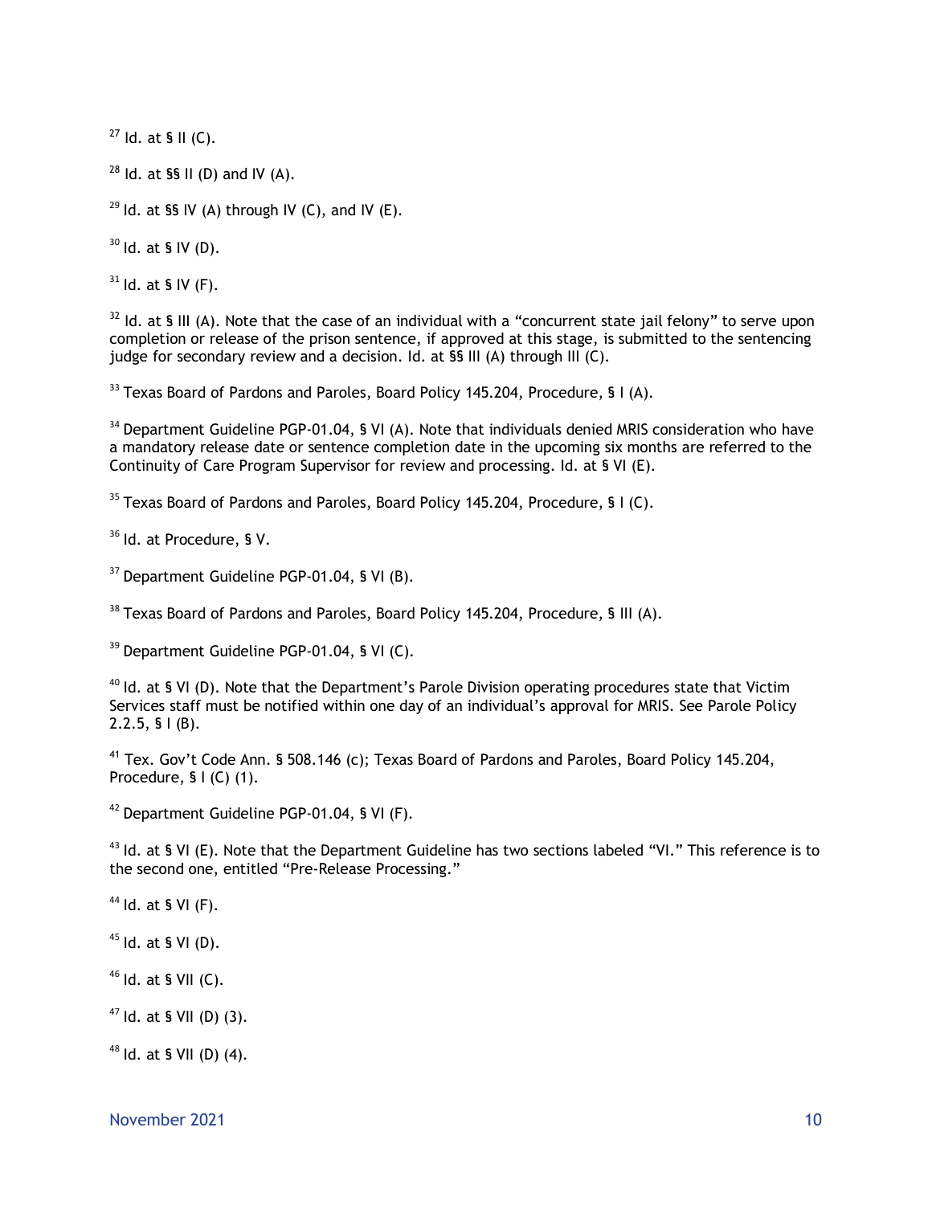[27] Id. at § II (C).

[28] Id. at §§ II (D) and IV (A).

[29] Id. at §§ IV (A) through IV (C), and IV (E).

[30] Id. at § IV (D).

[31] Id. at § IV (F).

[32] Id. at § III (A). Note that the case of an individual with a "concurrent state jail felony" to serve upon completion or release of the prison sentence, if approved at this stage, is submitted to the sentencing judge for secondary review and a decision. Id. at §§ III (A) through III (C).

[33] Texas Board of Pardons and Paroles, Board Policy 145.204, Procedure, § I (A).

[34] Department Guideline PGP-01.04, § VI (A). Note that individuals denied MRIS consideration who have a mandatory release date or sentence completion date in the upcoming six months are referred to the Continuity of Care Program Supervisor for review and processing. Id. at § VI (E).

[35] Texas Board of Pardons and Paroles, Board Policy 145.204, Procedure, § I (C).

[36] Id. at Procedure, § V.

[37] Department Guideline PGP-01.04, § VI (B).

[38] Texas Board of Pardons and Paroles, Board Policy 145.204, Procedure, § III (A).

[39] Department Guideline PGP-01.04, § VI (C).

[40] Id. at § VI (D). Note that the Department's Parole Division operating procedures state that Victim Services staff must be notified within one day of an individual's approval for MRIS. See Parole Policy 2.2.5, § I (B).

[41] Tex. Gov't Code Ann. § 508.146 (c); Texas Board of Pardons and Paroles, Board Policy 145.204, Procedure, § I (C) (1).

[42] Department Guideline PGP-01.04, § VI (F).

[43] Id. at § VI (E). Note that the Department Guideline has two sections labeled "VI." This reference is to the second one, entitled "Pre-Release Processing."

[44] Id. at § VI (F).

[45] Id. at § VI (D).

[46] Id. at § VII (C).

[47] Id. at § VII (D) (3).

[48] Id. at § VII (D) (4).

November 2021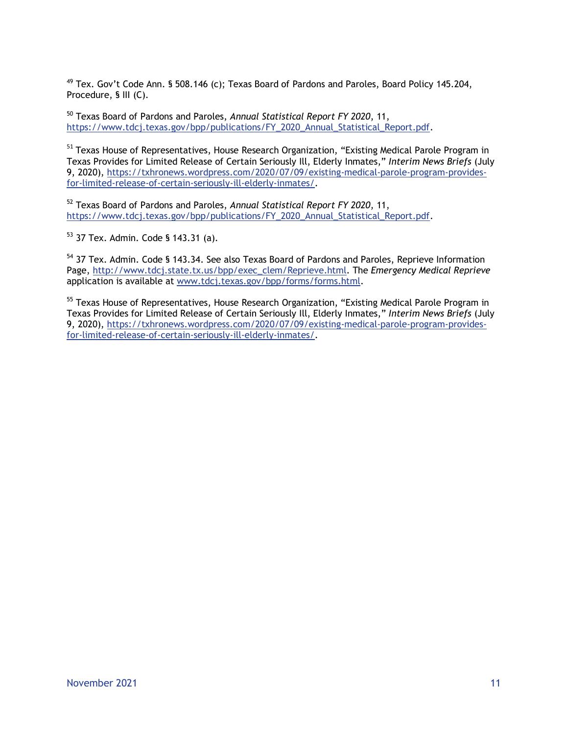[49] Tex. Gov't Code Ann. § 508.146 (c); Texas Board of Pardons and Paroles, Board Policy 145.204, Procedure, § III (C).

[50] Texas Board of Pardons and Paroles, *Annual Statistical Report FY 2020*, 11, https://www.tdcj.texas.gov/bpp/publications/FY_2020_Annual_Statistical_Report.pdf.

[51] Texas House of Representatives, House Research Organization, "Existing Medical Parole Program in Texas Provides for Limited Release of Certain Seriously Ill, Elderly Inmates," *Interim News Briefs* (July 9, 2020), https://txhronews.wordpress.com/2020/07/09/existing-medical-parole-program-provides-for-limited-release-of-certain-seriously-ill-elderly-inmates/.

[52] Texas Board of Pardons and Paroles, *Annual Statistical Report FY 2020*, 11, https://www.tdcj.texas.gov/bpp/publications/FY_2020_Annual_Statistical_Report.pdf.

[53] 37 Tex. Admin. Code § 143.31 (a).

[54] 37 Tex. Admin. Code § 143.34. See also Texas Board of Pardons and Paroles, Reprieve Information Page, http://www.tdcj.state.tx.us/bpp/exec_clem/Reprieve.html. The *Emergency Medical Reprieve* application is available at www.tdcj.texas.gov/bpp/forms/forms.html.

[55] Texas House of Representatives, House Research Organization, "Existing Medical Parole Program in Texas Provides for Limited Release of Certain Seriously Ill, Elderly Inmates," *Interim News Briefs* (July 9, 2020), https://txhronews.wordpress.com/2020/07/09/existing-medical-parole-program-provides-for-limited-release-of-certain-seriously-ill-elderly-inmates/.